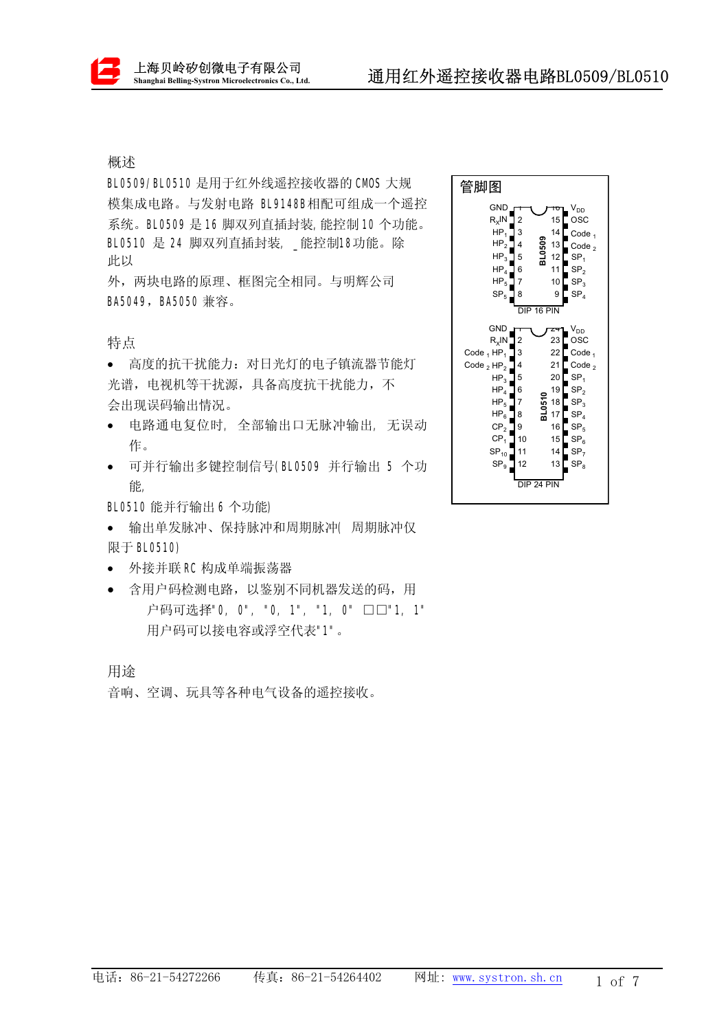# 通用红外遥控接收器电路BL0509/BL0510

## 概述

BL0509/BL0510 是用于红外线遥控接收器的 CMOS 大规模集成电路。与发射电路 BL9148B相配可组成一个遥控系统。BL0509 是 16 脚双列直插封装, 能控制 10 个功能。BL0510 是 24 脚双列直插封装, _能控制18功能。除此以外, 两块电路的原理、框图完全相同。与明辉公司 BA5049, BA5050 兼容。

## 管脚图

**BL0509 (DIP 16 PIN)**

| 功能 | 脚 | 脚 | 功能 |
|---|---|---|---|
| GND | 1 | 16 | $V_{DD}$ |
| $R_xIN$ | 2 | 15 | OSC |
| $HP_1$ | 3 | 14 | $Code_1$ |
| $HP_2$ | 4 | 13 | $Code_2$ |
| $HP_3$ | 5 | 12 | $SP_1$ |
| $HP_4$ | 6 | 11 | $SP_2$ |
| $HP_5$ | 7 | 10 | $SP_3$ |
| $SP_5$ | 8 | 9 | $SP_4$ |

**BL0510 (DIP 24 PIN)**

| 功能 | 脚 | 脚 | 功能 |
|---|---|---|---|
| GND | 1 | 24 | $V_{DD}$ |
| $R_xIN$ | 2 | 23 | OSC |
| $Code_1$ $HP_1$ | 3 | 22 | $Code_1$ |
| $Code_2$ $HP_2$ | 4 | 21 | $Code_2$ |
| $HP_3$ | 5 | 20 | $SP_1$ |
| $HP_4$ | 6 | 19 | $SP_2$ |
| $HP_5$ | 7 | 18 | $SP_3$ |
| $HP_6$ | 8 | 17 | $SP_4$ |
| $CP_2$ | 9 | 16 | $SP_5$ |
| $CP_1$ | 10 | 15 | $SP_6$ |
| $SP_{10}$ | 11 | 14 | $SP_7$ |
| $SP_9$ | 12 | 13 | $SP_8$ |

## 特点

- 高度的抗干扰能力：对日光灯的电子镇流器节能灯光谱，电视机等干扰源，具备高度抗干扰能力，不会出现误码输出情况。
- 电路通电复位时, 全部输出口无脉冲输出, 无误动作。
- 可并行输出多键控制信号(BL0509 并行输出 5 个功能, BL0510 能并行输出 6 个功能)
- 输出单发脉冲、保持脉冲和周期脉冲( 周期脉冲仅限于 BL0510)
- 外接并联 RC 构成单端振荡器
- 含用户码检测电路，以鉴别不同机器发送的码，用户码可选择"0, 0", "0, 1", "1, 0" □□"1, 1" 用户码可以接电容或浮空代表"1"。

## 用途

音响、空调、玩具等各种电气设备的遥控接收。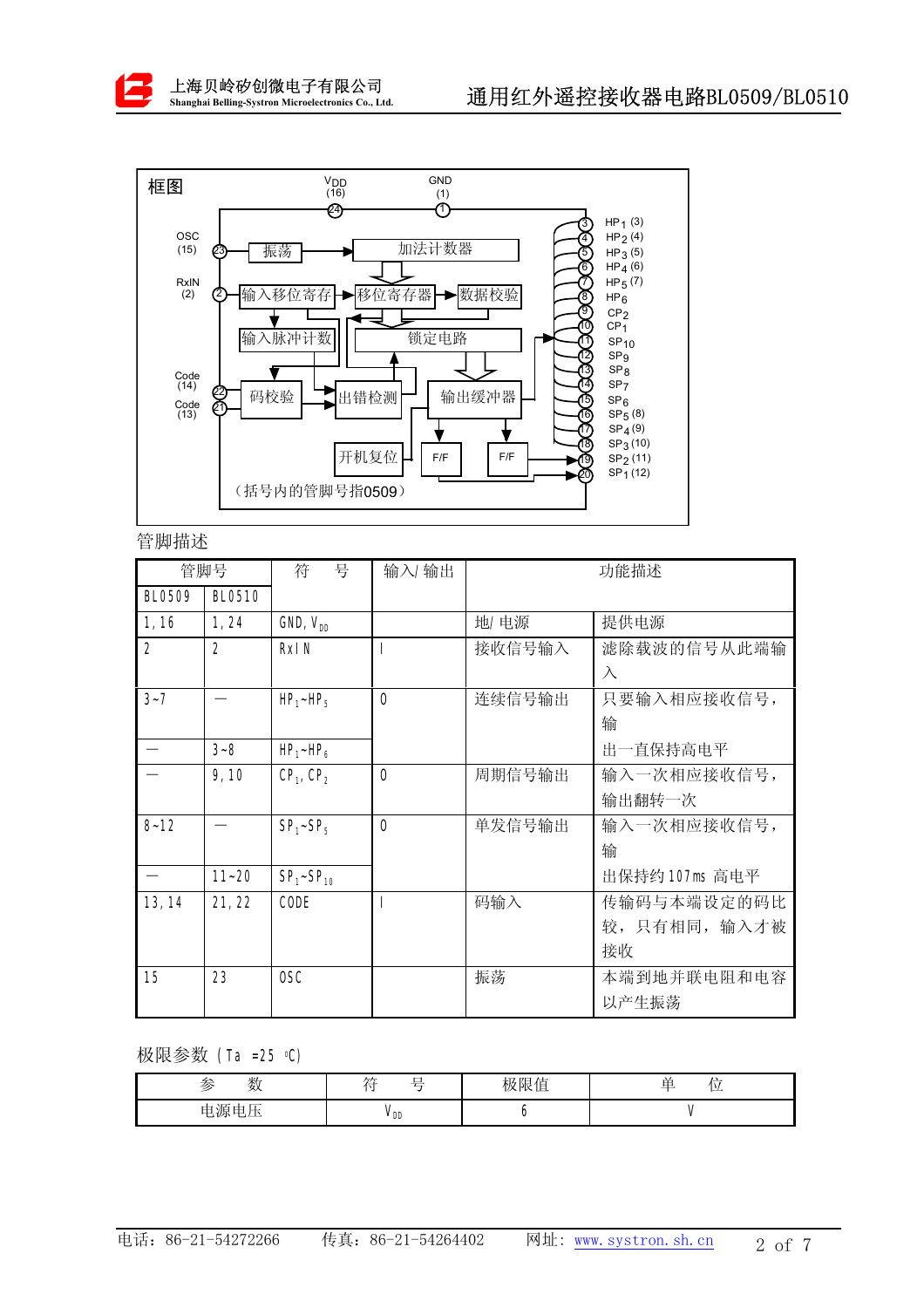## 框图

（括号内的管脚号指0509）

## 管脚描述

| 管脚号 | | 符　号 | 输入/输出 | 功能描述 | |
|---|---|---|---|---|---|
| BL0509 | BL0510 | | | | |
| 1,16 | 1,24 | GND, $V_{DD}$ | | 地/电源 | 提供电源 |
| 2 | 2 | RxIN | I | 接收信号输入 | 滤除载波的信号从此端输入 |
| 3~7 | — | $HP_1$~$HP_5$ | O | 连续信号输出 | 只要输入相应接收信号，输出一直保持高电平 |
| — | 3~8 | $HP_1$~$HP_6$ | | | |
| — | 9,10 | $CP_1$, $CP_2$ | O | 周期信号输出 | 输入一次相应接收信号，输出翻转一次 |
| 8~12 | — | $SP_1$~$SP_5$ | O | 单发信号输出 | 输入一次相应接收信号，输出保持约107ms 高电平 |
| — | 11~20 | $SP_1$~$SP_{10}$ | | | |
| 13,14 | 21,22 | CODE | I | 码输入 | 传输码与本端设定的码比较，只有相同，输入才被接收 |
| 15 | 23 | OSC | | 振荡 | 本端到地并联电阻和电容以产生振荡 |

## 极限参数（Ta =25 ℃）

| 参　数 | 符　号 | 极限值 | 单　位 |
|---|---|---|---|
| 电源电压 | $V_{DD}$ | 6 | V |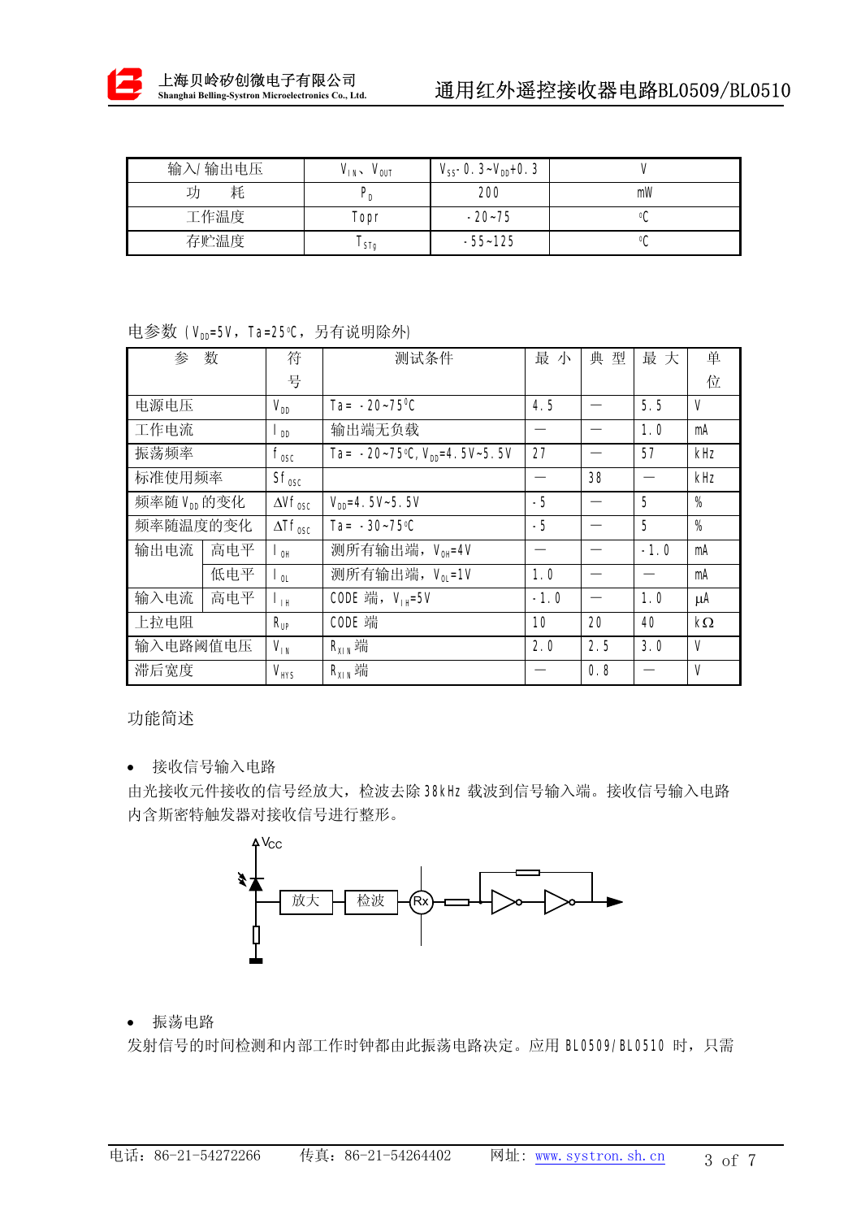| 输入/输出电压 | $V_{IN}$、$V_{OUT}$ | $V_{SS}$-0.3~$V_{DD}$+0.3 | V |
|---|---|---|---|
| 功　　耗 | $P_D$ | 200 | mW |
| 工作温度 | Topr | -20~75 | ℃ |
| 存贮温度 | $T_{STg}$ | -55~125 | ℃ |

电参数（$V_{DD}$=5V，Ta=25℃，另有说明除外）

| 参　数 | | 符号 | 测试条件 | 最 小 | 典 型 | 最 大 | 单位 |
|---|---|---|---|---|---|---|---|
| 电源电压 | | $V_{DD}$ | Ta= -20~75℃ | 4.5 | — | 5.5 | V |
| 工作电流 | | $I_{DD}$ | 输出端无负载 | — | — | 1.0 | mA |
| 振荡频率 | | $f_{OSC}$ | Ta= -20~75℃, $V_{DD}$=4.5V~5.5V | 27 | — | 57 | kHz |
| 标准使用频率 | | $Sf_{OSC}$ | | — | 38 | — | kHz |
| 频率随 $V_{DD}$ 的变化 | | $\Delta Vf_{OSC}$ | $V_{DD}$=4.5V~5.5V | -5 | — | 5 | % |
| 频率随温度的变化 | | $\Delta Tf_{OSC}$ | Ta= -30~75℃ | -5 | — | 5 | % |
| 输出电流 | 高电平 | $I_{OH}$ | 测所有输出端，$V_{OH}$=4V | — | — | -1.0 | mA |
| | 低电平 | $I_{OL}$ | 测所有输出端，$V_{OL}$=1V | 1.0 | — | — | mA |
| 输入电流 | 高电平 | $I_{IH}$ | CODE 端，$V_{IH}$=5V | -1.0 | — | 1.0 | μA |
| 上拉电阻 | | $R_{UP}$ | CODE 端 | 10 | 20 | 40 | kΩ |
| 输入电路阈值电压 | | $V_{IN}$ | $R_{XIN}$ 端 | 2.0 | 2.5 | 3.0 | V |
| 滞后宽度 | | $V_{HYS}$ | $R_{XIN}$ 端 | — | 0.8 | — | V |

功能简述

- 接收信号输入电路

由光接收元件接收的信号经放大，检波去除 38kHz 载波到信号输入端。接收信号输入电路内含斯密特触发器对接收信号进行整形。

Vcc　放大　检波　Rx

- 振荡电路

发射信号的时间检测和内部工作时钟都由此振荡电路决定。应用 BL0509/BL0510 时，只需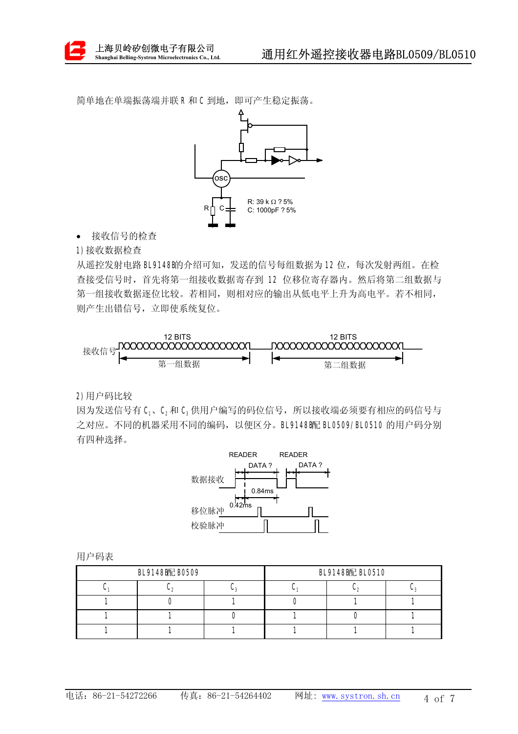简单地在单端振荡端并联 R 和 C 到地，即可产生稳定振荡。

R: 39 k Ω ? 5%
C: 1000pF ? 5%

- 接收信号的检查

1) 接收数据检查

从遥控发射电路 BL9148 的介绍可知，发送的信号每组数据为 12 位，每次发射两组。在检查接受信号时，首先将第一组接收数据寄存到 12 位移位寄存器内。然后将第二组数据与第一组接收数据逐位比较。若相同，则相对应的输出从低电平上升为高电平。若不相同，则产生出错信号，立即使系统复位。

接收信号 12 BITS 第一组数据 12 BITS 第二组数据

2) 用户码比较

因为发送信号有 $C_1$、$C_2$ 和 $C_3$ 供用户编写的码位信号，所以接收端必须要有相应的码信号与之对应。不同的机器采用不同的编码，以便区分。BL9148 配 BL0509/BL0510 的用户码分别有四种选择。

READER DATA ? READER DATA ?
数据接收 0.84ms 0.42ms
移位脉冲
校验脉冲

用户码表

| BL9148 配 B0509 | | | BL9148 配 BL0510 | | |
|---|---|---|---|---|---|
| $C_1$ | $C_2$ | $C_3$ | $C_1$ | $C_2$ | $C_3$ |
| 1 | 0 | 1 | 0 | 1 | 1 |
| 1 | 1 | 0 | 1 | 0 | 1 |
| 1 | 1 | 1 | 1 | 1 | 1 |

电话：86-21-54272266　　传真：86-21-54264402　　网址：www.systron.sh.cn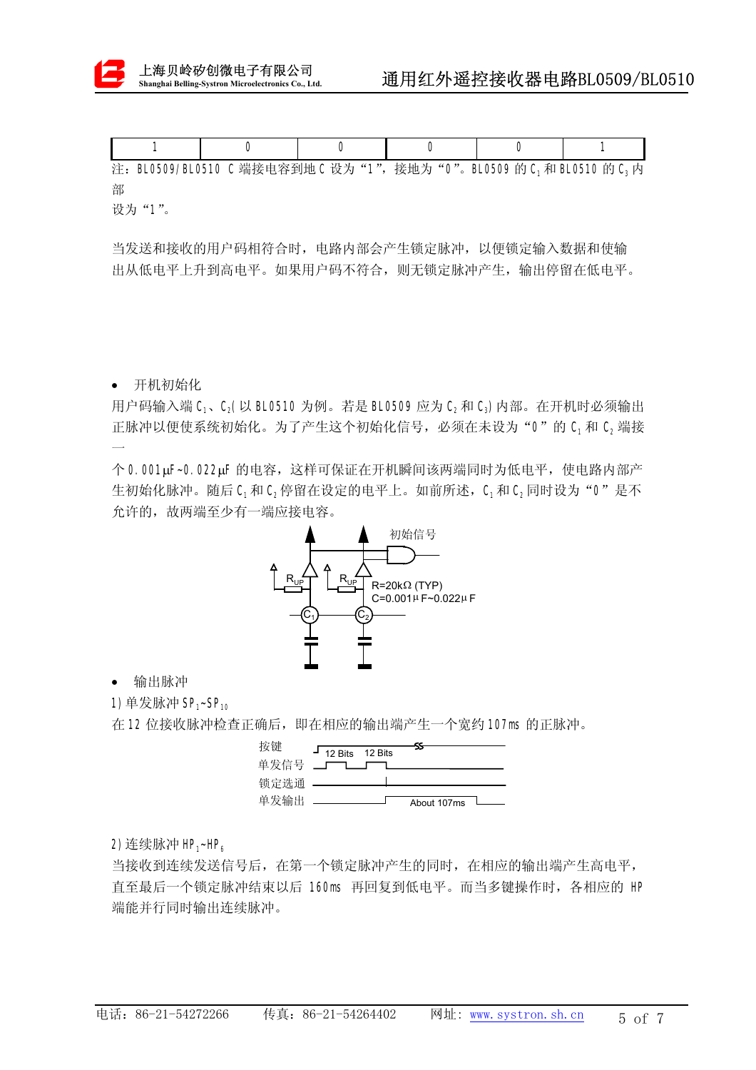| 1 | 0 | 0 | 0 | 0 | 1 |
|---|---|---|---|---|---|

注：BL0509/BL0510 C 端接电容到地 C 设为“1”，接地为“0”。BL0509 的 $C_1$ 和 BL0510 的 $C_3$ 内部设为“1”。

当发送和接收的用户码相符合时，电路内部会产生锁定脉冲，以便锁定输入数据和使输出从低电平上升到高电平。如果用户码不符合，则无锁定脉冲产生，输出停留在低电平。

- 开机初始化

用户码输入端 $C_1$、$C_2$( 以 BL0510 为例。若是 BL0509 应为 $C_2$ 和 $C_3$) 内部。在开机时必须输出正脉冲以便使系统初始化。为了产生这个初始化信号，必须在未设为“0”的 $C_1$ 和 $C_2$ 端接一个 0.001μF~0.022μF 的电容，这样可保证在开机瞬间该两端同时为低电平，使电路内部产生初始化脉冲。随后 $C_1$ 和 $C_2$ 停留在设定的电平上。如前所述，$C_1$ 和 $C_2$ 同时设为“0”是不允许的，故两端至少有一端应接电容。

初始信号

$R_{UP}$　$R_{UP}$

R=20kΩ (TYP)
C=0.001μF~0.022μF

$C_1$　$C_2$

- 输出脉冲

1) 单发脉冲 $SP_1$~$SP_{10}$

在 12 位接收脉冲检查正确后，即在相应的输出端产生一个宽约 107ms 的正脉冲。

按键　12 Bits　12 Bits
单发信号
锁定选通
单发输出　About 107ms

2) 连续脉冲 $HP_1$~$HP_6$

当接收到连续发送信号后，在第一个锁定脉冲产生的同时，在相应的输出端产生高电平，直至最后一个锁定脉冲结束以后 160ms 再回复到低电平。而当多键操作时，各相应的 HP 端能并行同时输出连续脉冲。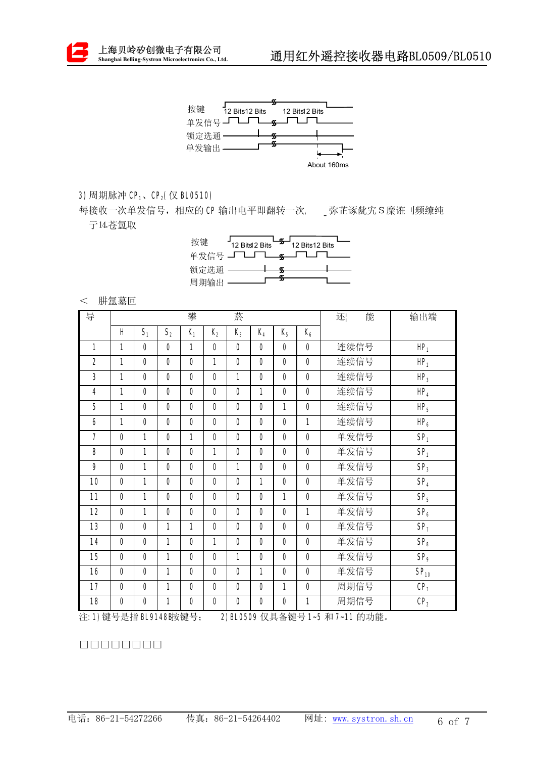按键 12 Bits12 Bits 12 Bits12 Bits

单发信号

锁定选通

单发输出

About 160ms

3) 周期脉冲 $CP_1$、$CP_2$( 仅 BL0510)

每接收一次单发信号，相应的 CP 输出电平即翻转一次, _弥芷诼龀究 S 糜诳 刂频缭纯

于14.苍氲取

按键 12 Bits12 Bits 12 Bits12 Bits

单发信号

锁定选通

周期输出

＜ 肼氲墓叵

| 导 | 攀 | | | | | 菸 | | | | 还 能 | 输出端 |
|---|---|---|---|---|---|---|---|---|---|---|---|
| | H | $S_1$ | $S_2$ | $K_1$ | $K_2$ | $K_3$ | $K_4$ | $K_5$ | $K_6$ | | |
| 1 | 1 | 0 | 0 | 1 | 0 | 0 | 0 | 0 | 0 | 连续信号 | $HP_1$ |
| 2 | 1 | 0 | 0 | 0 | 1 | 0 | 0 | 0 | 0 | 连续信号 | $HP_2$ |
| 3 | 1 | 0 | 0 | 0 | 0 | 1 | 0 | 0 | 0 | 连续信号 | $HP_3$ |
| 4 | 1 | 0 | 0 | 0 | 0 | 0 | 1 | 0 | 0 | 连续信号 | $HP_4$ |
| 5 | 1 | 0 | 0 | 0 | 0 | 0 | 0 | 1 | 0 | 连续信号 | $HP_5$ |
| 6 | 1 | 0 | 0 | 0 | 0 | 0 | 0 | 0 | 1 | 连续信号 | $HP_6$ |
| 7 | 0 | 1 | 0 | 1 | 0 | 0 | 0 | 0 | 0 | 单发信号 | $SP_1$ |
| 8 | 0 | 1 | 0 | 0 | 1 | 0 | 0 | 0 | 0 | 单发信号 | $SP_2$ |
| 9 | 0 | 1 | 0 | 0 | 0 | 1 | 0 | 0 | 0 | 单发信号 | $SP_3$ |
| 10 | 0 | 1 | 0 | 0 | 0 | 0 | 1 | 0 | 0 | 单发信号 | $SP_4$ |
| 11 | 0 | 1 | 0 | 0 | 0 | 0 | 0 | 1 | 0 | 单发信号 | $SP_5$ |
| 12 | 0 | 1 | 0 | 0 | 0 | 0 | 0 | 0 | 1 | 单发信号 | $SP_6$ |
| 13 | 0 | 0 | 1 | 1 | 0 | 0 | 0 | 0 | 0 | 单发信号 | $SP_7$ |
| 14 | 0 | 0 | 1 | 0 | 1 | 0 | 0 | 0 | 0 | 单发信号 | $SP_8$ |
| 15 | 0 | 0 | 1 | 0 | 0 | 1 | 0 | 0 | 0 | 单发信号 | $SP_9$ |
| 16 | 0 | 0 | 1 | 0 | 0 | 0 | 1 | 0 | 0 | 单发信号 | $SP_{10}$ |
| 17 | 0 | 0 | 1 | 0 | 0 | 0 | 0 | 1 | 0 | 周期信号 | $CP_1$ |
| 18 | 0 | 0 | 1 | 0 | 0 | 0 | 0 | 0 | 1 | 周期信号 | $CP_2$ |

注: 1) 键号是指 BL9148的按键号； 2) BL0509 仅具备键号 1~5 和 7~11 的功能。

□□□□□□□□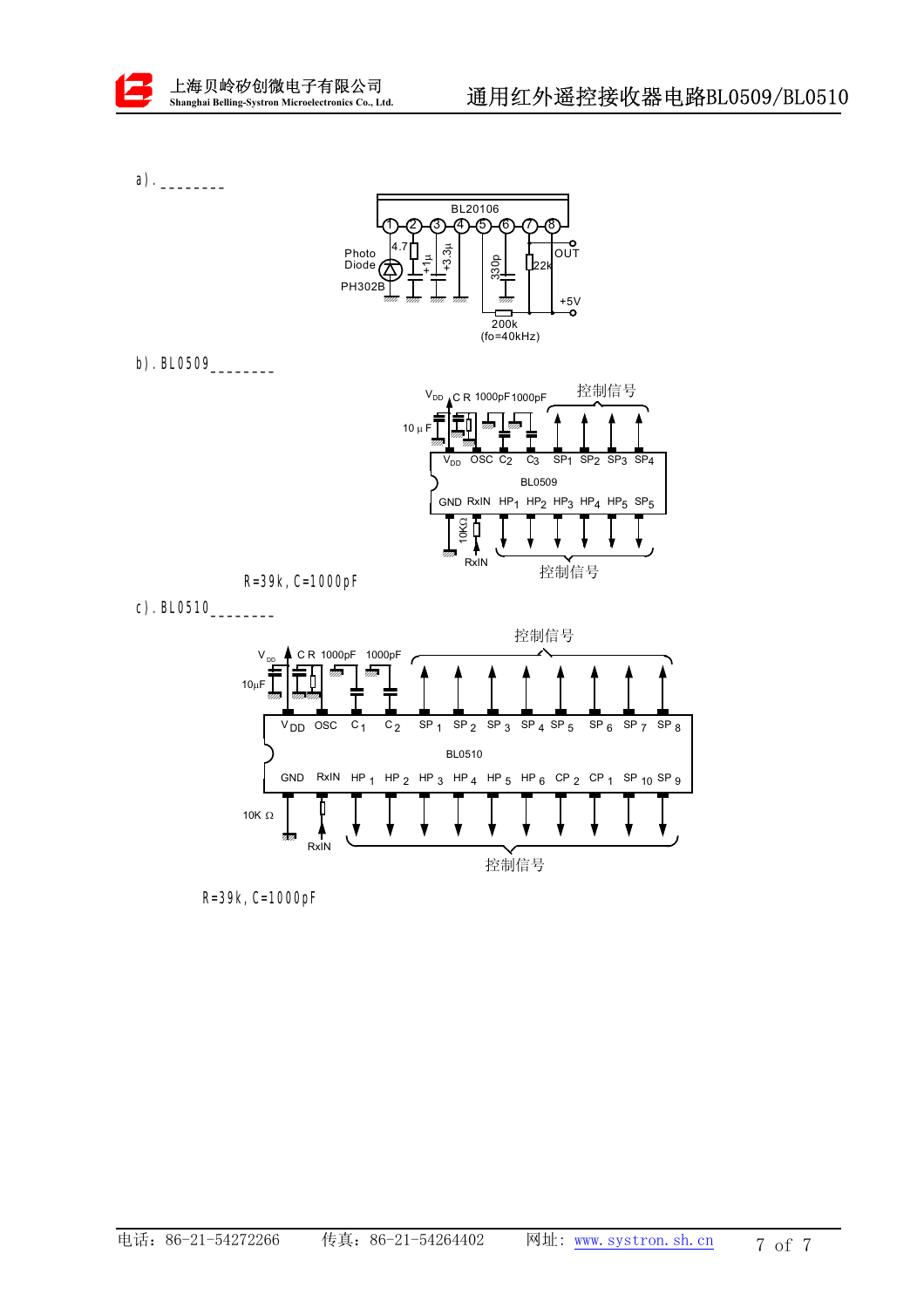a).________

BL20106

1 2 3 4 5 6 7 8

Photo Diode

PH302B

4.7

+1μ

+3.3μ

330p

22k

OUT

+5V

200k
(fo=40kHz)

b).BL0509________

$V_{DD}$ C R 1000pF 1000pF

控制信号

10 μ F

$V_{DD}$ OSC $C_2$ $C_3$ $SP_1$ $SP_2$ $SP_3$ $SP_4$

BL0509

GND RxIN $HP_1$ $HP_2$ $HP_3$ $HP_4$ $HP_5$ $SP_5$

10KΩ

RxIN

控制信号

R=39k, C=1000pF

c).BL0510________

控制信号

$V_{DD}$ C R 1000pF 1000pF

10μF

$V_{DD}$ OSC $C_1$ $C_2$ $SP_1$ $SP_2$ $SP_3$ $SP_4$ $SP_5$ $SP_6$ $SP_7$ $SP_8$

BL0510

GND RxIN $HP_1$ $HP_2$ $HP_3$ $HP_4$ $HP_5$ $HP_6$ $CP_2$ $CP_1$ $SP_{10}$ $SP_9$

10K Ω

RxIN

控制信号

R=39k, C=1000pF